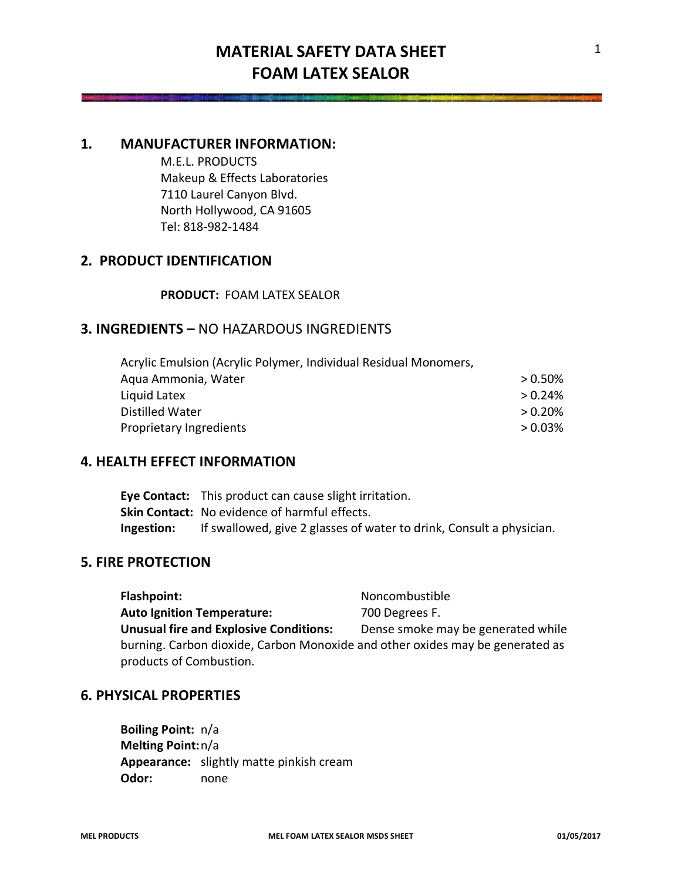# MATERIAL SAFETY DATA SHEET
# FOAM LATEX SEALOR

## 1. MANUFACTURER INFORMATION:

M.E.L. PRODUCTS
Makeup & Effects Laboratories
7110 Laurel Canyon Blvd.
North Hollywood, CA 91605
Tel: 818-982-1484

## 2. PRODUCT IDENTIFICATION

**PRODUCT:** FOAM LATEX SEALOR

## 3. INGREDIENTS – NO HAZARDOUS INGREDIENTS

| Ingredient | Amount |
|---|---|
| Acrylic Emulsion (Acrylic Polymer, Individual Residual Monomers, Aqua Ammonia, Water | > 0.50% |
| Liquid Latex | > 0.24% |
| Distilled Water | > 0.20% |
| Proprietary Ingredients | > 0.03% |

## 4. HEALTH EFFECT INFORMATION

**Eye Contact:** This product can cause slight irritation.
**Skin Contact:** No evidence of harmful effects.
**Ingestion:** If swallowed, give 2 glasses of water to drink, Consult a physician.

## 5. FIRE PROTECTION

**Flashpoint:** Noncombustible
**Auto Ignition Temperature:** 700 Degrees F.
**Unusual fire and Explosive Conditions:** Dense smoke may be generated while burning. Carbon dioxide, Carbon Monoxide and other oxides may be generated as products of Combustion.

## 6. PHYSICAL PROPERTIES

**Boiling Point:** n/a
**Melting Point:** n/a
**Appearance:** slightly matte pinkish cream
**Odor:** none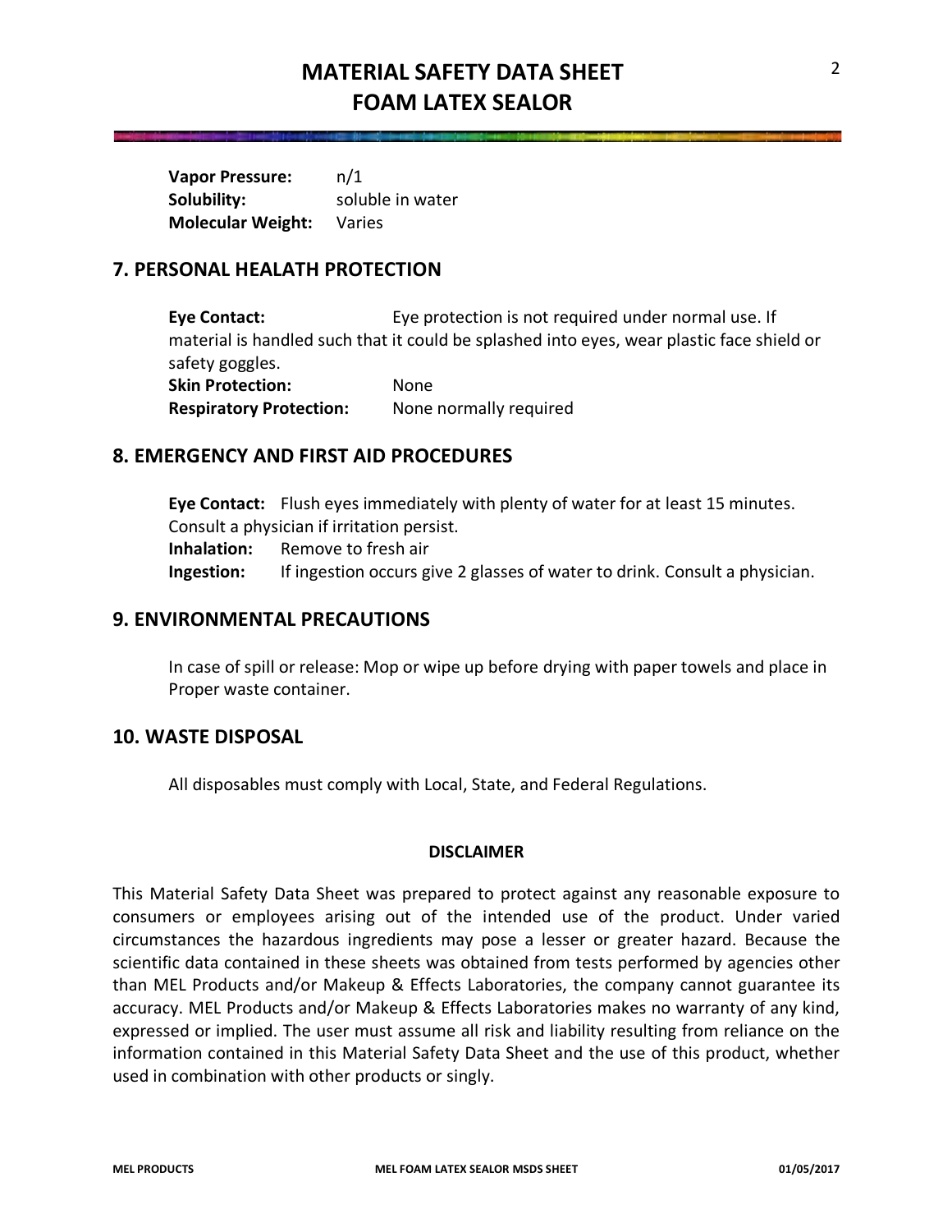# MATERIAL SAFETY DATA SHEET
# FOAM LATEX SEALOR

**Vapor Pressure:** n/1
**Solubility:** soluble in water
**Molecular Weight:** Varies

## 7. PERSONAL HEALATH PROTECTION

**Eye Contact:** Eye protection is not required under normal use. If material is handled such that it could be splashed into eyes, wear plastic face shield or safety goggles.
**Skin Protection:** None
**Respiratory Protection:** None normally required

## 8. EMERGENCY AND FIRST AID PROCEDURES

**Eye Contact:** Flush eyes immediately with plenty of water for at least 15 minutes. Consult a physician if irritation persist.
**Inhalation:** Remove to fresh air
**Ingestion:** If ingestion occurs give 2 glasses of water to drink. Consult a physician.

## 9. ENVIRONMENTAL PRECAUTIONS

In case of spill or release: Mop or wipe up before drying with paper towels and place in Proper waste container.

## 10. WASTE DISPOSAL

All disposables must comply with Local, State, and Federal Regulations.

**DISCLAIMER**

This Material Safety Data Sheet was prepared to protect against any reasonable exposure to consumers or employees arising out of the intended use of the product. Under varied circumstances the hazardous ingredients may pose a lesser or greater hazard. Because the scientific data contained in these sheets was obtained from tests performed by agencies other than MEL Products and/or Makeup & Effects Laboratories, the company cannot guarantee its accuracy. MEL Products and/or Makeup & Effects Laboratories makes no warranty of any kind, expressed or implied. The user must assume all risk and liability resulting from reliance on the information contained in this Material Safety Data Sheet and the use of this product, whether used in combination with other products or singly.